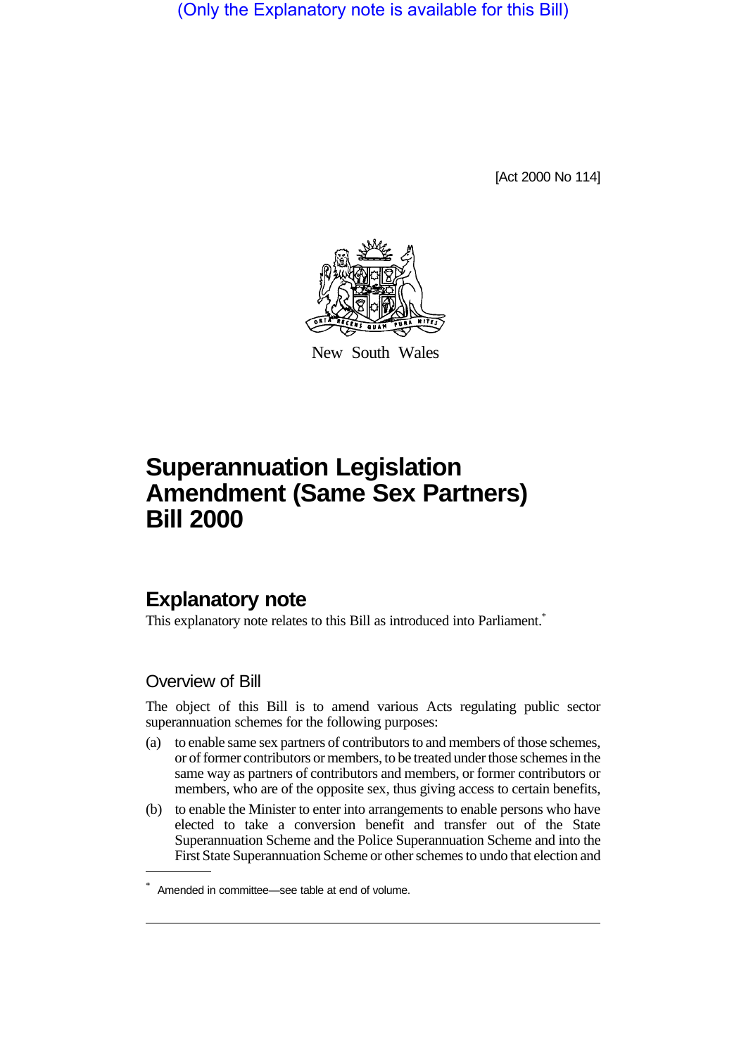(Only the Explanatory note is available for this Bill)

[Act 2000 No 114]

New South Wales

# Superannuation Legislation Amendment (Same Sex Partners) Bill 2000

## Explanatory note

This explanatory note relates to this Bill as introduced into Parliament.*

### Overview of Bill

The object of this Bill is to amend various Acts regulating public sector superannuation schemes for the following purposes:

(a) to enable same sex partners of contributors to and members of those schemes, or of former contributors or members, to be treated under those schemes in the same way as partners of contributors and members, or former contributors or members, who are of the opposite sex, thus giving access to certain benefits,

(b) to enable the Minister to enter into arrangements to enable persons who have elected to take a conversion benefit and transfer out of the State Superannuation Scheme and the Police Superannuation Scheme and into the First State Superannuation Scheme or other schemes to undo that election and

\* Amended in committee—see table at end of volume.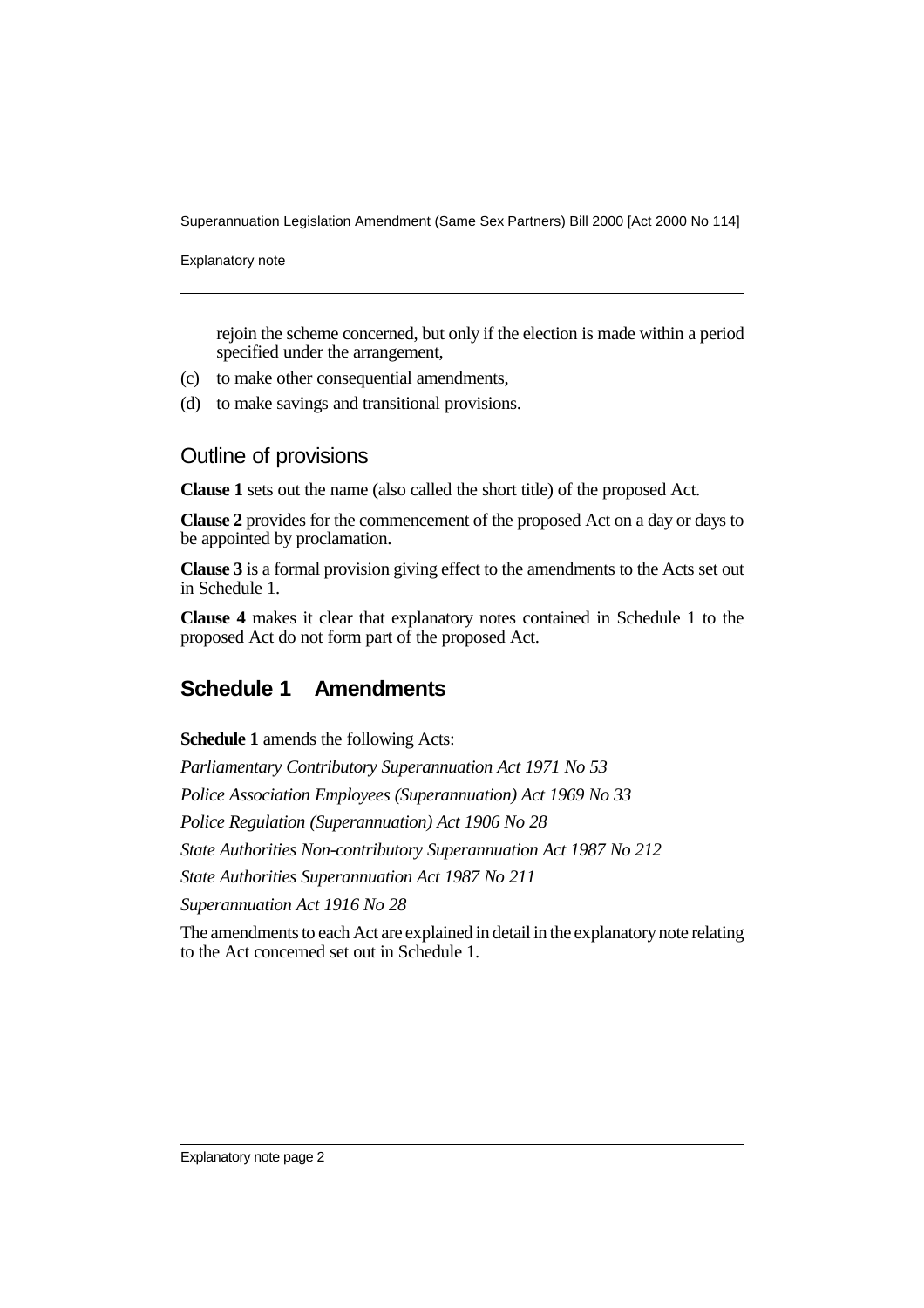rejoin the scheme concerned, but only if the election is made within a period specified under the arrangement,

(c) to make other consequential amendments,

(d) to make savings and transitional provisions.

## Outline of provisions

**Clause 1** sets out the name (also called the short title) of the proposed Act.

**Clause 2** provides for the commencement of the proposed Act on a day or days to be appointed by proclamation.

**Clause 3** is a formal provision giving effect to the amendments to the Acts set out in Schedule 1.

**Clause 4** makes it clear that explanatory notes contained in Schedule 1 to the proposed Act do not form part of the proposed Act.

## Schedule 1 Amendments

**Schedule 1** amends the following Acts:

*Parliamentary Contributory Superannuation Act 1971 No 53*

*Police Association Employees (Superannuation) Act 1969 No 33*

*Police Regulation (Superannuation) Act 1906 No 28*

*State Authorities Non-contributory Superannuation Act 1987 No 212*

*State Authorities Superannuation Act 1987 No 211*

*Superannuation Act 1916 No 28*

The amendments to each Act are explained in detail in the explanatory note relating to the Act concerned set out in Schedule 1.